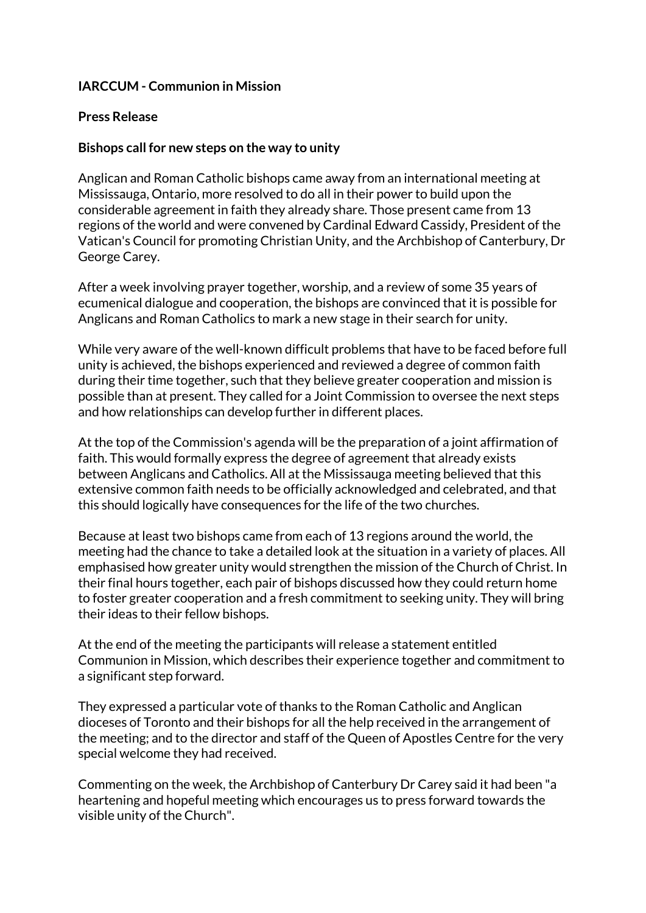**IARCCUM - Communion in Mission**

**Press Release**

**Bishops call for new steps on the way to unity**

Anglican and Roman Catholic bishops came away from an international meeting at Mississauga, Ontario, more resolved to do all in their power to build upon the considerable agreement in faith they already share. Those present came from 13 regions of the world and were convened by Cardinal Edward Cassidy, President of the Vatican's Council for promoting Christian Unity, and the Archbishop of Canterbury, Dr George Carey.

After a week involving prayer together, worship, and a review of some 35 years of ecumenical dialogue and cooperation, the bishops are convinced that it is possible for Anglicans and Roman Catholics to mark a new stage in their search for unity.

While very aware of the well-known difficult problems that have to be faced before full unity is achieved, the bishops experienced and reviewed a degree of common faith during their time together, such that they believe greater cooperation and mission is possible than at present. They called for a Joint Commission to oversee the next steps and how relationships can develop further in different places.

At the top of the Commission's agenda will be the preparation of a joint affirmation of faith. This would formally express the degree of agreement that already exists between Anglicans and Catholics. All at the Mississauga meeting believed that this extensive common faith needs to be officially acknowledged and celebrated, and that this should logically have consequences for the life of the two churches.

Because at least two bishops came from each of 13 regions around the world, the meeting had the chance to take a detailed look at the situation in a variety of places. All emphasised how greater unity would strengthen the mission of the Church of Christ. In their final hours together, each pair of bishops discussed how they could return home to foster greater cooperation and a fresh commitment to seeking unity. They will bring their ideas to their fellow bishops.

At the end of the meeting the participants will release a statement entitled Communion in Mission, which describes their experience together and commitment to a significant step forward.

They expressed a particular vote of thanks to the Roman Catholic and Anglican dioceses of Toronto and their bishops for all the help received in the arrangement of the meeting; and to the director and staff of the Queen of Apostles Centre for the very special welcome they had received.

Commenting on the week, the Archbishop of Canterbury Dr Carey said it had been "a heartening and hopeful meeting which encourages us to press forward towards the visible unity of the Church".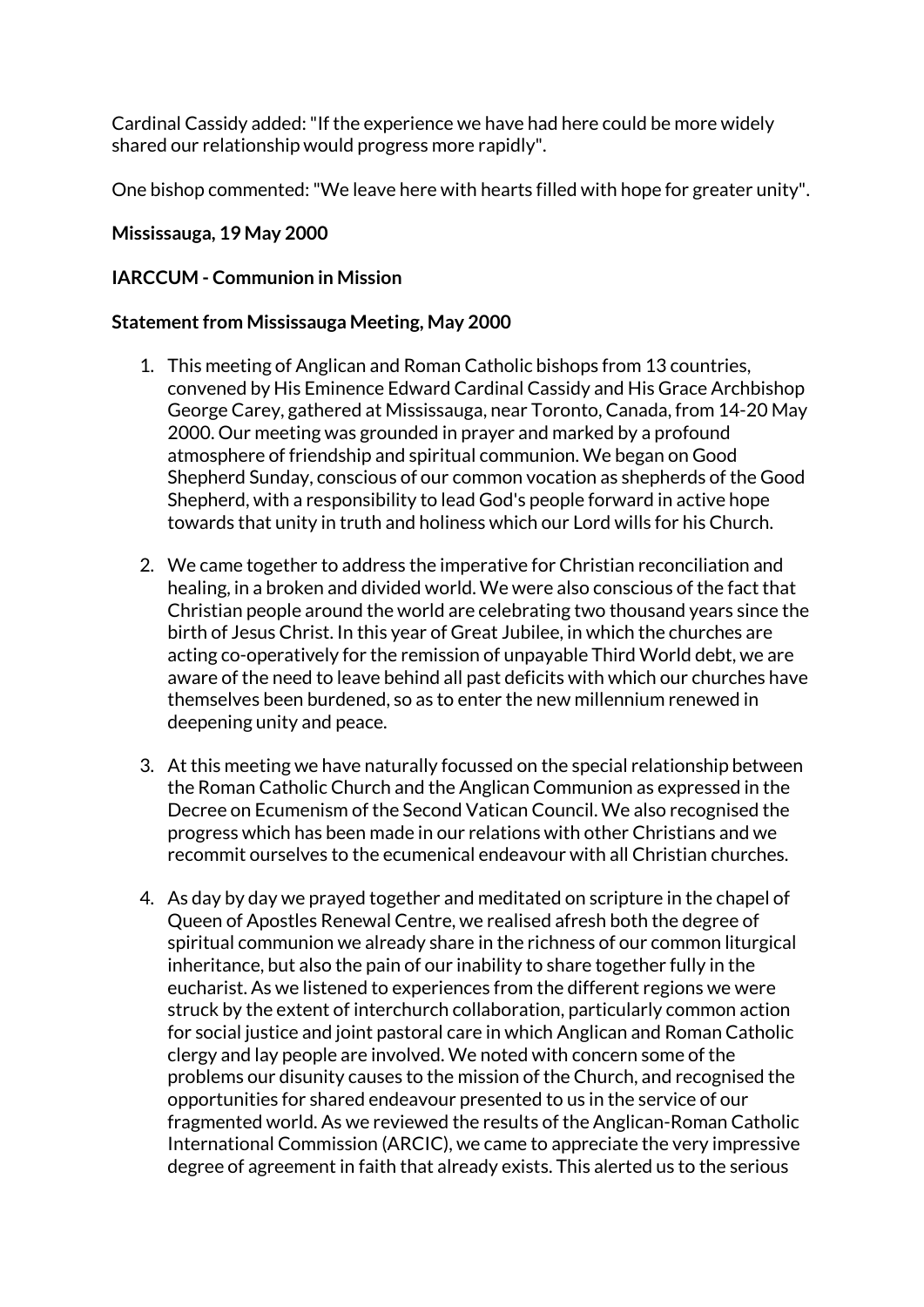Cardinal Cassidy added: "If the experience we have had here could be more widely shared our relationship would progress more rapidly".

One bishop commented: "We leave here with hearts filled with hope for greater unity".

**Mississauga, 19 May 2000**

**IARCCUM - Communion in Mission**

**Statement from Mississauga Meeting, May 2000**

1. This meeting of Anglican and Roman Catholic bishops from 13 countries, convened by His Eminence Edward Cardinal Cassidy and His Grace Archbishop George Carey, gathered at Mississauga, near Toronto, Canada, from 14-20 May 2000. Our meeting was grounded in prayer and marked by a profound atmosphere of friendship and spiritual communion. We began on Good Shepherd Sunday, conscious of our common vocation as shepherds of the Good Shepherd, with a responsibility to lead God's people forward in active hope towards that unity in truth and holiness which our Lord wills for his Church.

2. We came together to address the imperative for Christian reconciliation and healing, in a broken and divided world. We were also conscious of the fact that Christian people around the world are celebrating two thousand years since the birth of Jesus Christ. In this year of Great Jubilee, in which the churches are acting co-operatively for the remission of unpayable Third World debt, we are aware of the need to leave behind all past deficits with which our churches have themselves been burdened, so as to enter the new millennium renewed in deepening unity and peace.

3. At this meeting we have naturally focussed on the special relationship between the Roman Catholic Church and the Anglican Communion as expressed in the Decree on Ecumenism of the Second Vatican Council. We also recognised the progress which has been made in our relations with other Christians and we recommit ourselves to the ecumenical endeavour with all Christian churches.

4. As day by day we prayed together and meditated on scripture in the chapel of Queen of Apostles Renewal Centre, we realised afresh both the degree of spiritual communion we already share in the richness of our common liturgical inheritance, but also the pain of our inability to share together fully in the eucharist. As we listened to experiences from the different regions we were struck by the extent of interchurch collaboration, particularly common action for social justice and joint pastoral care in which Anglican and Roman Catholic clergy and lay people are involved. We noted with concern some of the problems our disunity causes to the mission of the Church, and recognised the opportunities for shared endeavour presented to us in the service of our fragmented world. As we reviewed the results of the Anglican-Roman Catholic International Commission (ARCIC), we came to appreciate the very impressive degree of agreement in faith that already exists. This alerted us to the serious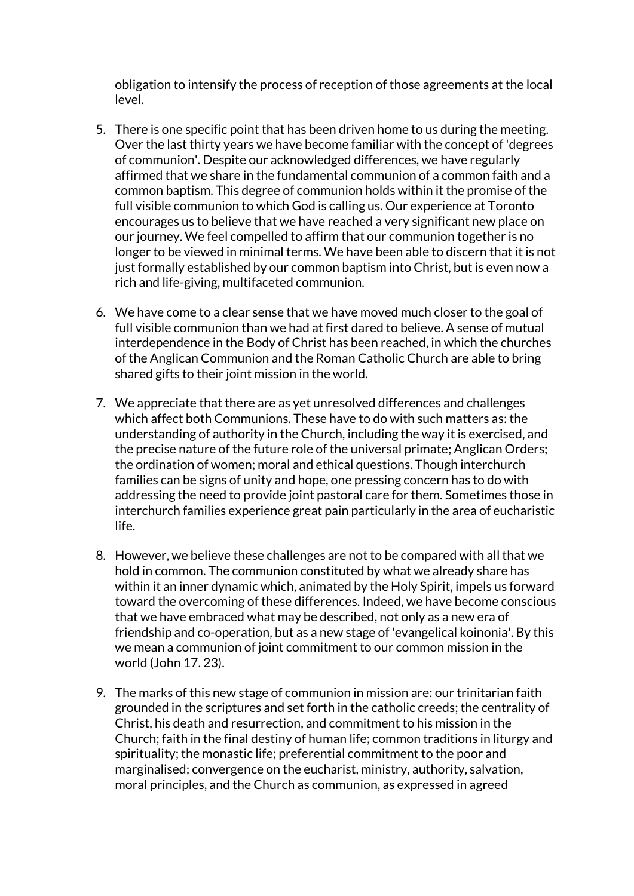obligation to intensify the process of reception of those agreements at the local level.

5. There is one specific point that has been driven home to us during the meeting. Over the last thirty years we have become familiar with the concept of 'degrees of communion'. Despite our acknowledged differences, we have regularly affirmed that we share in the fundamental communion of a common faith and a common baptism. This degree of communion holds within it the promise of the full visible communion to which God is calling us. Our experience at Toronto encourages us to believe that we have reached a very significant new place on our journey. We feel compelled to affirm that our communion together is no longer to be viewed in minimal terms. We have been able to discern that it is not just formally established by our common baptism into Christ, but is even now a rich and life-giving, multifaceted communion.

6. We have come to a clear sense that we have moved much closer to the goal of full visible communion than we had at first dared to believe. A sense of mutual interdependence in the Body of Christ has been reached, in which the churches of the Anglican Communion and the Roman Catholic Church are able to bring shared gifts to their joint mission in the world.

7. We appreciate that there are as yet unresolved differences and challenges which affect both Communions. These have to do with such matters as: the understanding of authority in the Church, including the way it is exercised, and the precise nature of the future role of the universal primate; Anglican Orders; the ordination of women; moral and ethical questions. Though interchurch families can be signs of unity and hope, one pressing concern has to do with addressing the need to provide joint pastoral care for them. Sometimes those in interchurch families experience great pain particularly in the area of eucharistic life.

8. However, we believe these challenges are not to be compared with all that we hold in common. The communion constituted by what we already share has within it an inner dynamic which, animated by the Holy Spirit, impels us forward toward the overcoming of these differences. Indeed, we have become conscious that we have embraced what may be described, not only as a new era of friendship and co-operation, but as a new stage of 'evangelical koinonia'. By this we mean a communion of joint commitment to our common mission in the world (John 17. 23).

9. The marks of this new stage of communion in mission are: our trinitarian faith grounded in the scriptures and set forth in the catholic creeds; the centrality of Christ, his death and resurrection, and commitment to his mission in the Church; faith in the final destiny of human life; common traditions in liturgy and spirituality; the monastic life; preferential commitment to the poor and marginalised; convergence on the eucharist, ministry, authority, salvation, moral principles, and the Church as communion, as expressed in agreed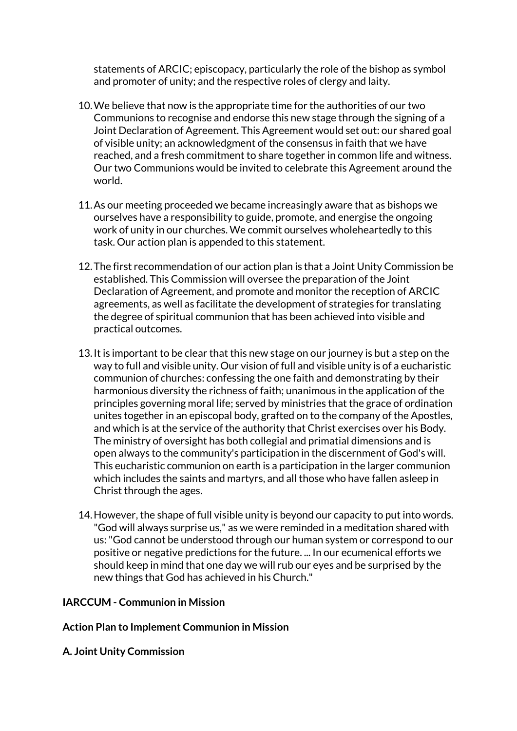statements of ARCIC; episcopacy, particularly the role of the bishop as symbol and promoter of unity; and the respective roles of clergy and laity.

10. We believe that now is the appropriate time for the authorities of our two Communions to recognise and endorse this new stage through the signing of a Joint Declaration of Agreement. This Agreement would set out: our shared goal of visible unity; an acknowledgment of the consensus in faith that we have reached, and a fresh commitment to share together in common life and witness. Our two Communions would be invited to celebrate this Agreement around the world.

11. As our meeting proceeded we became increasingly aware that as bishops we ourselves have a responsibility to guide, promote, and energise the ongoing work of unity in our churches. We commit ourselves wholeheartedly to this task. Our action plan is appended to this statement.

12. The first recommendation of our action plan is that a Joint Unity Commission be established. This Commission will oversee the preparation of the Joint Declaration of Agreement, and promote and monitor the reception of ARCIC agreements, as well as facilitate the development of strategies for translating the degree of spiritual communion that has been achieved into visible and practical outcomes.

13. It is important to be clear that this new stage on our journey is but a step on the way to full and visible unity. Our vision of full and visible unity is of a eucharistic communion of churches: confessing the one faith and demonstrating by their harmonious diversity the richness of faith; unanimous in the application of the principles governing moral life; served by ministries that the grace of ordination unites together in an episcopal body, grafted on to the company of the Apostles, and which is at the service of the authority that Christ exercises over his Body. The ministry of oversight has both collegial and primatial dimensions and is open always to the community's participation in the discernment of God's will. This eucharistic communion on earth is a participation in the larger communion which includes the saints and martyrs, and all those who have fallen asleep in Christ through the ages.

14. However, the shape of full visible unity is beyond our capacity to put into words. "God will always surprise us," as we were reminded in a meditation shared with us: "God cannot be understood through our human system or correspond to our positive or negative predictions for the future. ... In our ecumenical efforts we should keep in mind that one day we will rub our eyes and be surprised by the new things that God has achieved in his Church."

**IARCCUM - Communion in Mission**

**Action Plan to Implement Communion in Mission**

**A. Joint Unity Commission**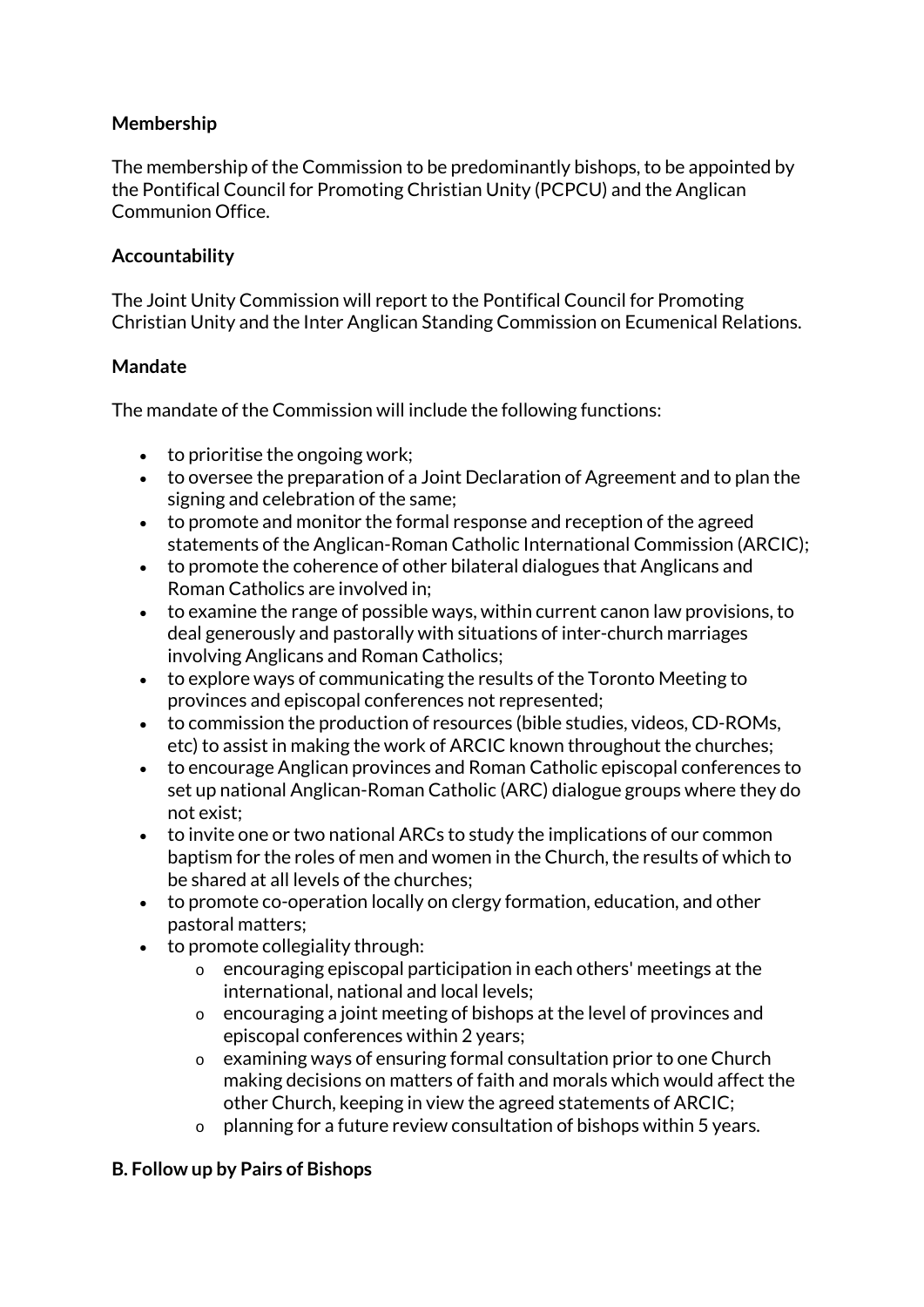**Membership**

The membership of the Commission to be predominantly bishops, to be appointed by the Pontifical Council for Promoting Christian Unity (PCPCU) and the Anglican Communion Office.

**Accountability**

The Joint Unity Commission will report to the Pontifical Council for Promoting Christian Unity and the Inter Anglican Standing Commission on Ecumenical Relations.

**Mandate**

The mandate of the Commission will include the following functions:

- to prioritise the ongoing work;
- to oversee the preparation of a Joint Declaration of Agreement and to plan the signing and celebration of the same;
- to promote and monitor the formal response and reception of the agreed statements of the Anglican-Roman Catholic International Commission (ARCIC);
- to promote the coherence of other bilateral dialogues that Anglicans and Roman Catholics are involved in;
- to examine the range of possible ways, within current canon law provisions, to deal generously and pastorally with situations of inter-church marriages involving Anglicans and Roman Catholics;
- to explore ways of communicating the results of the Toronto Meeting to provinces and episcopal conferences not represented;
- to commission the production of resources (bible studies, videos, CD-ROMs, etc) to assist in making the work of ARCIC known throughout the churches;
- to encourage Anglican provinces and Roman Catholic episcopal conferences to set up national Anglican-Roman Catholic (ARC) dialogue groups where they do not exist;
- to invite one or two national ARCs to study the implications of our common baptism for the roles of men and women in the Church, the results of which to be shared at all levels of the churches;
- to promote co-operation locally on clergy formation, education, and other pastoral matters;
- to promote collegiality through:
    - encouraging episcopal participation in each others' meetings at the international, national and local levels;
    - encouraging a joint meeting of bishops at the level of provinces and episcopal conferences within 2 years;
    - examining ways of ensuring formal consultation prior to one Church making decisions on matters of faith and morals which would affect the other Church, keeping in view the agreed statements of ARCIC;
    - planning for a future review consultation of bishops within 5 years.

**B. Follow up by Pairs of Bishops**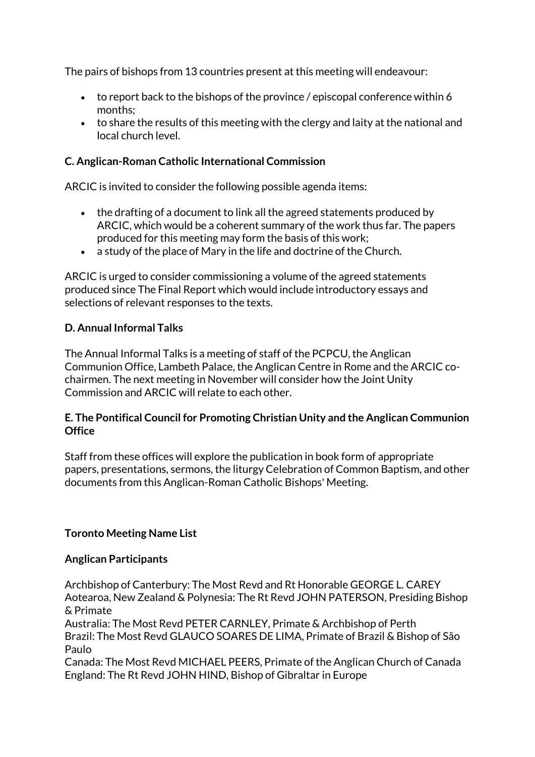The pairs of bishops from 13 countries present at this meeting will endeavour:

- to report back to the bishops of the province / episcopal conference within 6 months;
- to share the results of this meeting with the clergy and laity at the national and local church level.

**C. Anglican-Roman Catholic International Commission**

ARCIC is invited to consider the following possible agenda items:

- the drafting of a document to link all the agreed statements produced by ARCIC, which would be a coherent summary of the work thus far. The papers produced for this meeting may form the basis of this work;
- a study of the place of Mary in the life and doctrine of the Church.

ARCIC is urged to consider commissioning a volume of the agreed statements produced since The Final Report which would include introductory essays and selections of relevant responses to the texts.

**D. Annual Informal Talks**

The Annual Informal Talks is a meeting of staff of the PCPCU, the Anglican Communion Office, Lambeth Palace, the Anglican Centre in Rome and the ARCIC co-chairmen. The next meeting in November will consider how the Joint Unity Commission and ARCIC will relate to each other.

**E. The Pontifical Council for Promoting Christian Unity and the Anglican Communion Office**

Staff from these offices will explore the publication in book form of appropriate papers, presentations, sermons, the liturgy Celebration of Common Baptism, and other documents from this Anglican-Roman Catholic Bishops' Meeting.

**Toronto Meeting Name List**

**Anglican Participants**

Archbishop of Canterbury: The Most Revd and Rt Honorable GEORGE L. CAREY
Aotearoa, New Zealand & Polynesia: The Rt Revd JOHN PATERSON, Presiding Bishop & Primate
Australia: The Most Revd PETER CARNLEY, Primate & Archbishop of Perth
Brazil: The Most Revd GLAUCO SOARES DE LIMA, Primate of Brazil & Bishop of São Paulo
Canada: The Most Revd MICHAEL PEERS, Primate of the Anglican Church of Canada
England: The Rt Revd JOHN HIND, Bishop of Gibraltar in Europe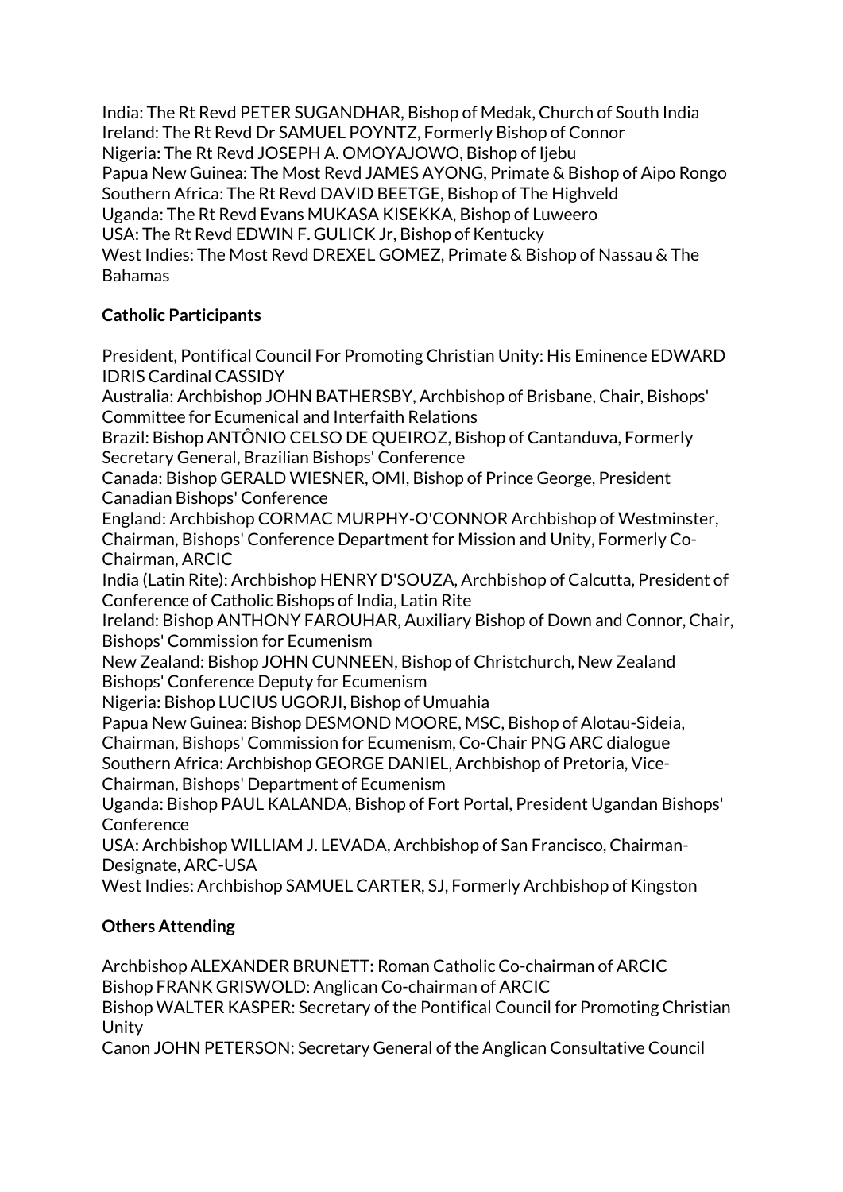India: The Rt Revd PETER SUGANDHAR, Bishop of Medak, Church of South India
Ireland: The Rt Revd Dr SAMUEL POYNTZ, Formerly Bishop of Connor
Nigeria: The Rt Revd JOSEPH A. OMOYAJOWO, Bishop of Ijebu
Papua New Guinea: The Most Revd JAMES AYONG, Primate & Bishop of Aipo Rongo
Southern Africa: The Rt Revd DAVID BEETGE, Bishop of The Highveld
Uganda: The Rt Revd Evans MUKASA KISEKKA, Bishop of Luweero
USA: The Rt Revd EDWIN F. GULICK Jr, Bishop of Kentucky
West Indies: The Most Revd DREXEL GOMEZ, Primate & Bishop of Nassau & The Bahamas

**Catholic Participants**

President, Pontifical Council For Promoting Christian Unity: His Eminence EDWARD IDRIS Cardinal CASSIDY
Australia: Archbishop JOHN BATHERSBY, Archbishop of Brisbane, Chair, Bishops' Committee for Ecumenical and Interfaith Relations
Brazil: Bishop ANTÔNIO CELSO DE QUEIROZ, Bishop of Cantanduva, Formerly Secretary General, Brazilian Bishops' Conference
Canada: Bishop GERALD WIESNER, OMI, Bishop of Prince George, President Canadian Bishops' Conference
England: Archbishop CORMAC MURPHY-O'CONNOR Archbishop of Westminster, Chairman, Bishops' Conference Department for Mission and Unity, Formerly Co-Chairman, ARCIC
India (Latin Rite): Archbishop HENRY D'SOUZA, Archbishop of Calcutta, President of Conference of Catholic Bishops of India, Latin Rite
Ireland: Bishop ANTHONY FAROUHAR, Auxiliary Bishop of Down and Connor, Chair, Bishops' Commission for Ecumenism
New Zealand: Bishop JOHN CUNNEEN, Bishop of Christchurch, New Zealand Bishops' Conference Deputy for Ecumenism
Nigeria: Bishop LUCIUS UGORJI, Bishop of Umuahia
Papua New Guinea: Bishop DESMOND MOORE, MSC, Bishop of Alotau-Sideia, Chairman, Bishops' Commission for Ecumenism, Co-Chair PNG ARC dialogue
Southern Africa: Archbishop GEORGE DANIEL, Archbishop of Pretoria, Vice-Chairman, Bishops' Department of Ecumenism
Uganda: Bishop PAUL KALANDA, Bishop of Fort Portal, President Ugandan Bishops' Conference
USA: Archbishop WILLIAM J. LEVADA, Archbishop of San Francisco, Chairman-Designate, ARC-USA
West Indies: Archbishop SAMUEL CARTER, SJ, Formerly Archbishop of Kingston

**Others Attending**

Archbishop ALEXANDER BRUNETT: Roman Catholic Co-chairman of ARCIC
Bishop FRANK GRISWOLD: Anglican Co-chairman of ARCIC
Bishop WALTER KASPER: Secretary of the Pontifical Council for Promoting Christian Unity
Canon JOHN PETERSON: Secretary General of the Anglican Consultative Council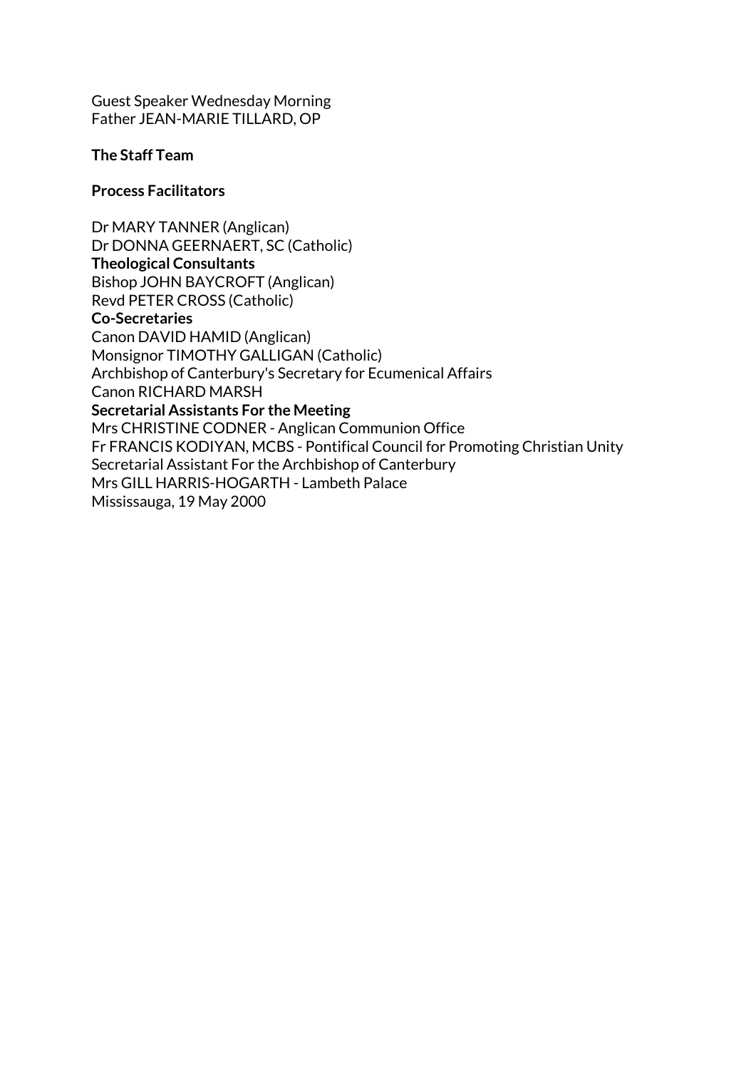Guest Speaker Wednesday Morning
Father JEAN-MARIE TILLARD, OP

**The Staff Team**

**Process Facilitators**

Dr MARY TANNER (Anglican)
Dr DONNA GEERNAERT, SC (Catholic)
**Theological Consultants**
Bishop JOHN BAYCROFT (Anglican)
Revd PETER CROSS (Catholic)
**Co-Secretaries**
Canon DAVID HAMID (Anglican)
Monsignor TIMOTHY GALLIGAN (Catholic)
Archbishop of Canterbury's Secretary for Ecumenical Affairs
Canon RICHARD MARSH
**Secretarial Assistants For the Meeting**
Mrs CHRISTINE CODNER - Anglican Communion Office
Fr FRANCIS KODIYAN, MCBS - Pontifical Council for Promoting Christian Unity
Secretarial Assistant For the Archbishop of Canterbury
Mrs GILL HARRIS-HOGARTH - Lambeth Palace
Mississauga, 19 May 2000